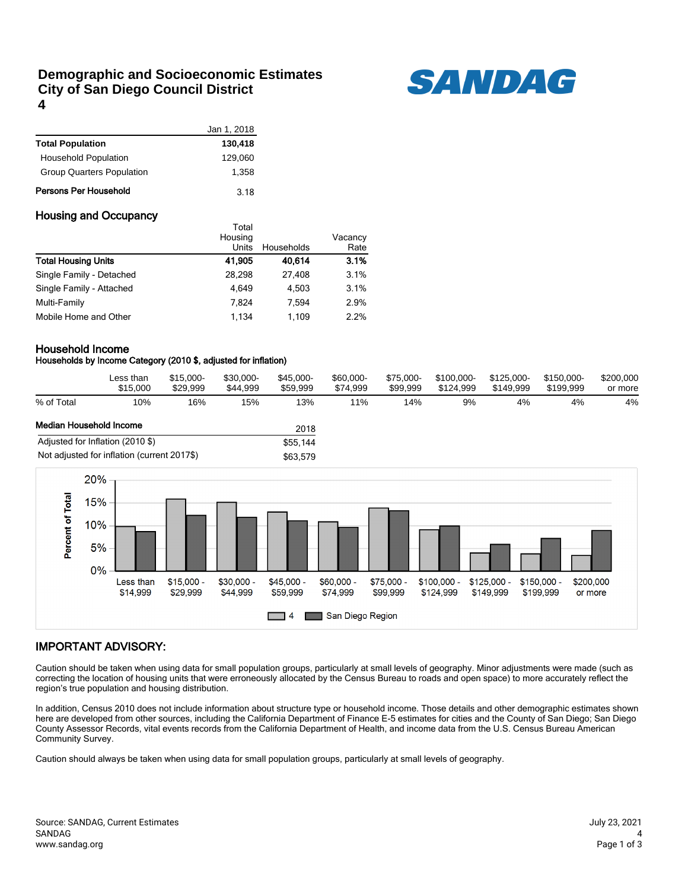# Demographic and Socioeconomic Estimates City of San Diego Council District 4

SANDAG

| | Jan 1, 2018 |
|---|---|
| **Total Population** | **130,418** |
| Household Population | 129,060 |
| Group Quarters Population | 1,358 |
| **Persons Per Household** | 3.18 |

## Housing and Occupancy

| | Total Housing Units | Households | Vacancy Rate |
|---|---|---|---|
| **Total Housing Units** | **41,905** | **40,614** | **3.1%** |
| Single Family - Detached | 28,298 | 27,408 | 3.1% |
| Single Family - Attached | 4,649 | 4,503 | 3.1% |
| Multi-Family | 7,824 | 7,594 | 2.9% |
| Mobile Home and Other | 1,134 | 1,109 | 2.2% |

## Household Income

**Households by Income Category (2010 $, adjusted for inflation)**

| | Less than $15,000 | $15,000-$29,999 | $30,000-$44,999 | $45,000-$59,999 | $60,000-$74,999 | $75,000-$99,999 | $100,000-$124,999 | $125,000-$149,999 | $150,000-$199,999 | $200,000 or more |
|---|---|---|---|---|---|---|---|---|---|---|
| % of Total | 10% | 16% | 15% | 13% | 11% | 14% | 9% | 4% | 4% | 4% |

| **Median Household Income** | 2018 |
|---|---|
| Adjusted for Inflation (2010 $) | $55,144 |
| Not adjusted for inflation (current 2017$) | $63,579 |

## IMPORTANT ADVISORY:

Caution should be taken when using data for small population groups, particularly at small levels of geography. Minor adjustments were made (such as correcting the location of housing units that were erroneously allocated by the Census Bureau to roads and open space) to more accurately reflect the region's true population and housing distribution.

In addition, Census 2010 does not include information about structure type or household income. Those details and other demographic estimates shown here are developed from other sources, including the California Department of Finance E-5 estimates for cities and the County of San Diego; San Diego County Assessor Records, vital events records from the California Department of Health, and income data from the U.S. Census Bureau American Community Survey.

Caution should always be taken when using data for small population groups, particularly at small levels of geography.

Source: SANDAG, Current Estimates
SANDAG
www.sandag.org

July 23, 2021
4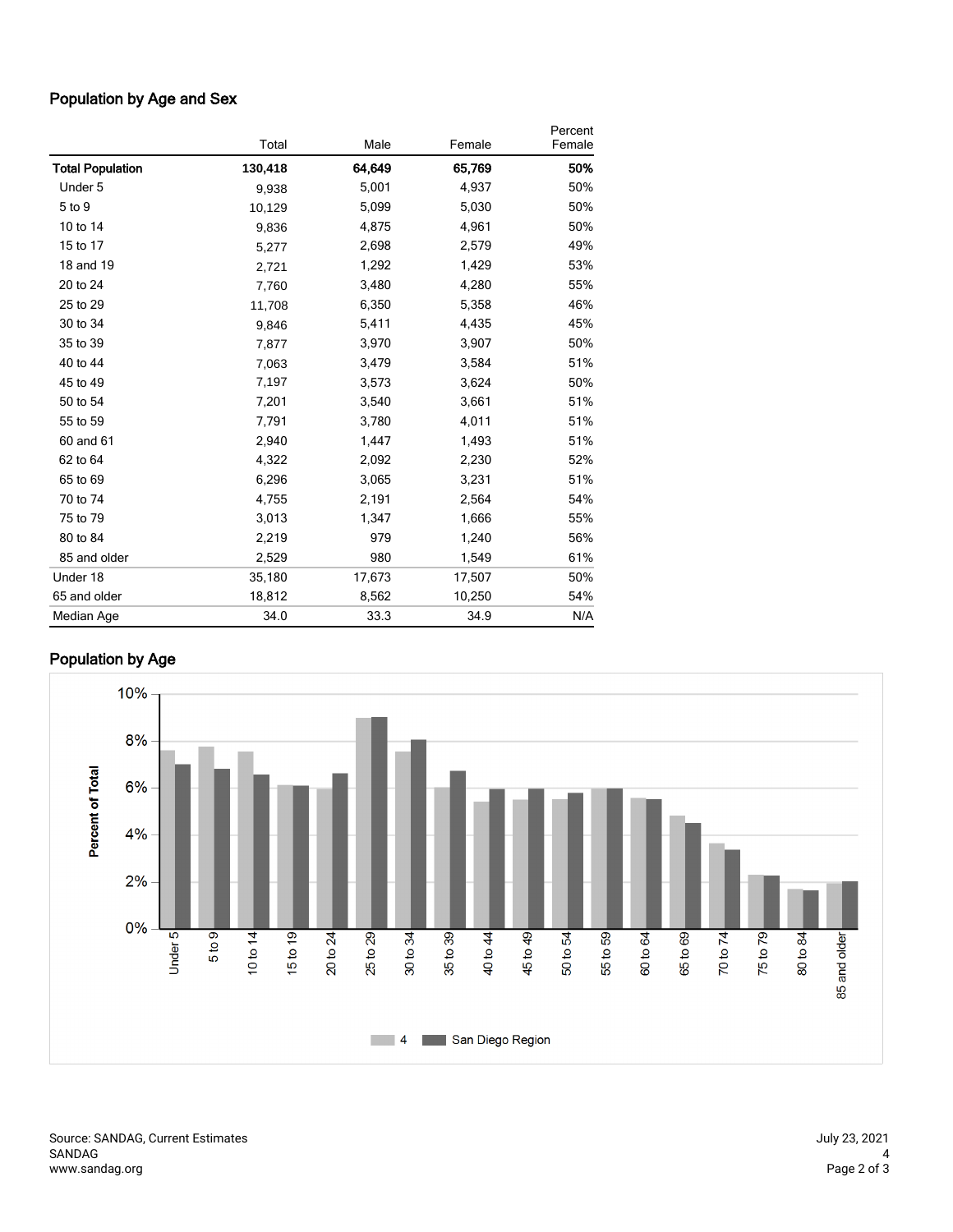## Population by Age and Sex

| | Total | Male | Female | Percent Female |
|---|---|---|---|---|
| **Total Population** | **130,418** | **64,649** | **65,769** | **50%** |
| Under 5 | 9,938 | 5,001 | 4,937 | 50% |
| 5 to 9 | 10,129 | 5,099 | 5,030 | 50% |
| 10 to 14 | 9,836 | 4,875 | 4,961 | 50% |
| 15 to 17 | 5,277 | 2,698 | 2,579 | 49% |
| 18 and 19 | 2,721 | 1,292 | 1,429 | 53% |
| 20 to 24 | 7,760 | 3,480 | 4,280 | 55% |
| 25 to 29 | 11,708 | 6,350 | 5,358 | 46% |
| 30 to 34 | 9,846 | 5,411 | 4,435 | 45% |
| 35 to 39 | 7,877 | 3,970 | 3,907 | 50% |
| 40 to 44 | 7,063 | 3,479 | 3,584 | 51% |
| 45 to 49 | 7,197 | 3,573 | 3,624 | 50% |
| 50 to 54 | 7,201 | 3,540 | 3,661 | 51% |
| 55 to 59 | 7,791 | 3,780 | 4,011 | 51% |
| 60 and 61 | 2,940 | 1,447 | 1,493 | 51% |
| 62 to 64 | 4,322 | 2,092 | 2,230 | 52% |
| 65 to 69 | 6,296 | 3,065 | 3,231 | 51% |
| 70 to 74 | 4,755 | 2,191 | 2,564 | 54% |
| 75 to 79 | 3,013 | 1,347 | 1,666 | 55% |
| 80 to 84 | 2,219 | 979 | 1,240 | 56% |
| 85 and older | 2,529 | 980 | 1,549 | 61% |
| Under 18 | 35,180 | 17,673 | 17,507 | 50% |
| 65 and older | 18,812 | 8,562 | 10,250 | 54% |
| Median Age | 34.0 | 33.3 | 34.9 | N/A |

## Population by Age

Percent of Total

Under 5, 5 to 9, 10 to 14, 15 to 19, 20 to 24, 25 to 29, 30 to 34, 35 to 39, 40 to 44, 45 to 49, 50 to 54, 55 to 59, 60 to 64, 65 to 69, 70 to 74, 75 to 79, 80 to 84, 85 and older

4 | San Diego Region

Source: SANDAG, Current Estimates
SANDAG
www.sandag.org

July 23, 2021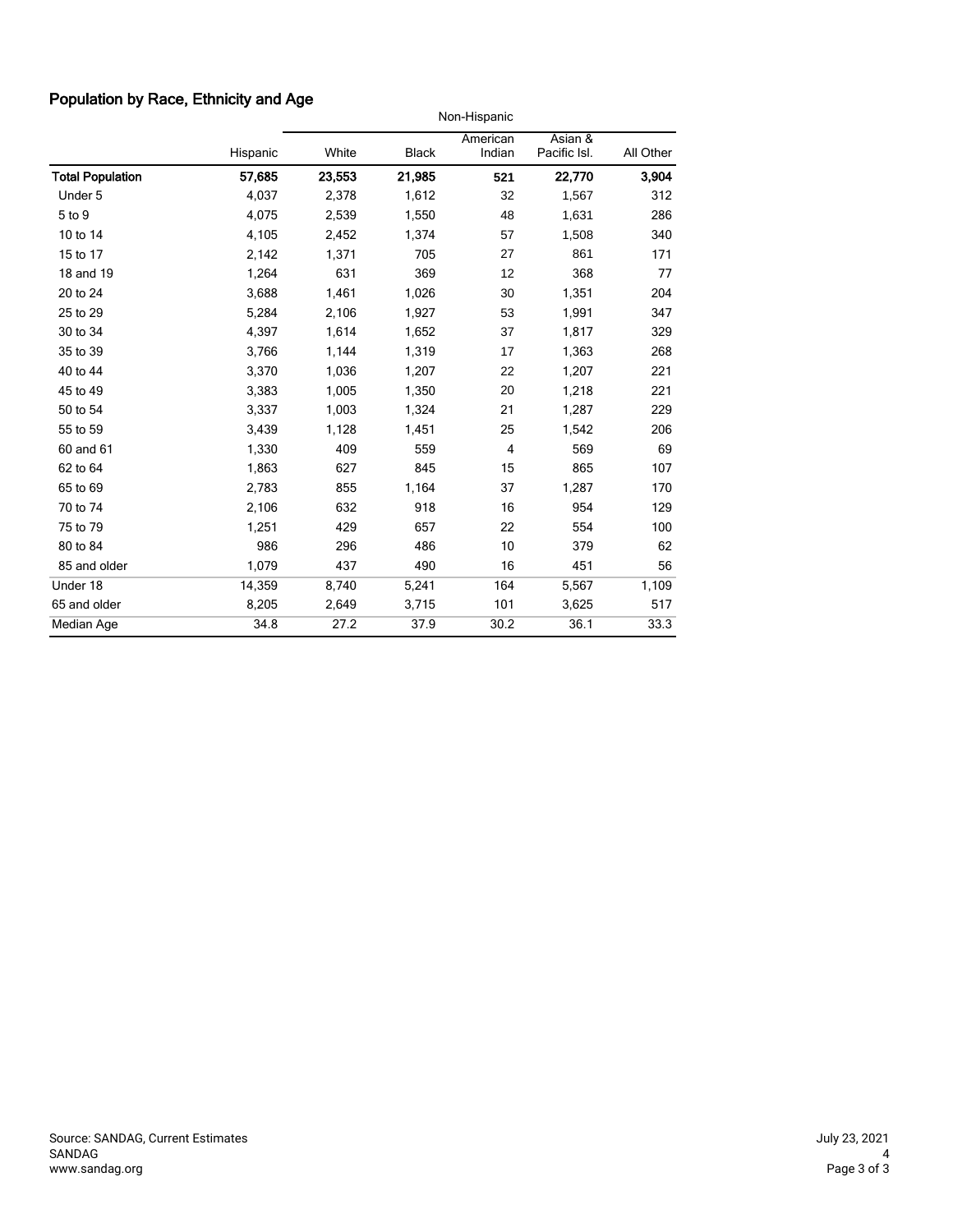## Population by Race, Ethnicity and Age

| | | Non-Hispanic | | | | |
|---|---|---|---|---|---|---|
| | Hispanic | White | Black | American Indian | Asian & Pacific Isl. | All Other |
| **Total Population** | **57,685** | **23,553** | **21,985** | **521** | **22,770** | **3,904** |
| Under 5 | 4,037 | 2,378 | 1,612 | 32 | 1,567 | 312 |
| 5 to 9 | 4,075 | 2,539 | 1,550 | 48 | 1,631 | 286 |
| 10 to 14 | 4,105 | 2,452 | 1,374 | 57 | 1,508 | 340 |
| 15 to 17 | 2,142 | 1,371 | 705 | 27 | 861 | 171 |
| 18 and 19 | 1,264 | 631 | 369 | 12 | 368 | 77 |
| 20 to 24 | 3,688 | 1,461 | 1,026 | 30 | 1,351 | 204 |
| 25 to 29 | 5,284 | 2,106 | 1,927 | 53 | 1,991 | 347 |
| 30 to 34 | 4,397 | 1,614 | 1,652 | 37 | 1,817 | 329 |
| 35 to 39 | 3,766 | 1,144 | 1,319 | 17 | 1,363 | 268 |
| 40 to 44 | 3,370 | 1,036 | 1,207 | 22 | 1,207 | 221 |
| 45 to 49 | 3,383 | 1,005 | 1,350 | 20 | 1,218 | 221 |
| 50 to 54 | 3,337 | 1,003 | 1,324 | 21 | 1,287 | 229 |
| 55 to 59 | 3,439 | 1,128 | 1,451 | 25 | 1,542 | 206 |
| 60 and 61 | 1,330 | 409 | 559 | 4 | 569 | 69 |
| 62 to 64 | 1,863 | 627 | 845 | 15 | 865 | 107 |
| 65 to 69 | 2,783 | 855 | 1,164 | 37 | 1,287 | 170 |
| 70 to 74 | 2,106 | 632 | 918 | 16 | 954 | 129 |
| 75 to 79 | 1,251 | 429 | 657 | 22 | 554 | 100 |
| 80 to 84 | 986 | 296 | 486 | 10 | 379 | 62 |
| 85 and older | 1,079 | 437 | 490 | 16 | 451 | 56 |
| Under 18 | 14,359 | 8,740 | 5,241 | 164 | 5,567 | 1,109 |
| 65 and older | 8,205 | 2,649 | 3,715 | 101 | 3,625 | 517 |
| Median Age | 34.8 | 27.2 | 37.9 | 30.2 | 36.1 | 33.3 |

Source: SANDAG, Current Estimates
SANDAG
www.sandag.org

July 23, 2021
4